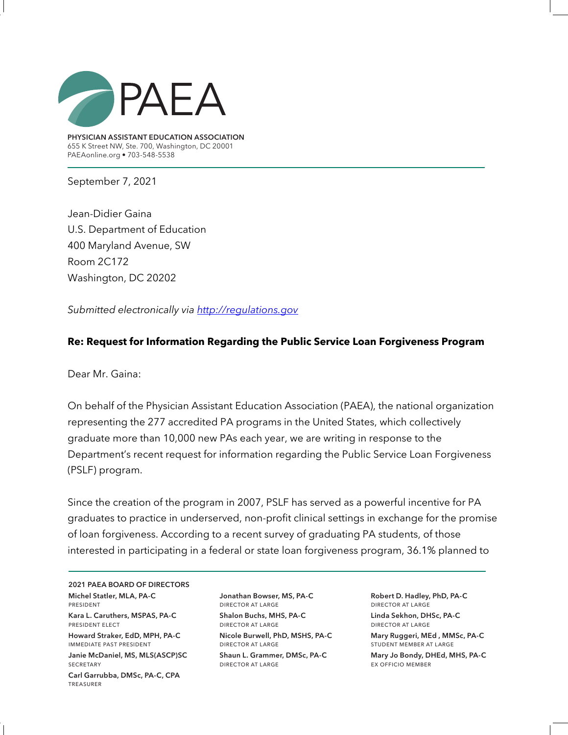PAEA

**PHYSICIAN ASSISTANT EDUCATION ASSOCIATION**
655 K Street NW, Ste. 700, Washington, DC 20001
PAEAonline.org • 703-548-5538

---

September 7, 2021

Jean-Didier Gaina
U.S. Department of Education
400 Maryland Avenue, SW
Room 2C172
Washington, DC 20202

*Submitted electronically via [http://regulations.gov](http://regulations.gov)*

**Re: Request for Information Regarding the Public Service Loan Forgiveness Program**

Dear Mr. Gaina:

On behalf of the Physician Assistant Education Association (PAEA), the national organization representing the 277 accredited PA programs in the United States, which collectively graduate more than 10,000 new PAs each year, we are writing in response to the Department's recent request for information regarding the Public Service Loan Forgiveness (PSLF) program.

Since the creation of the program in 2007, PSLF has served as a powerful incentive for PA graduates to practice in underserved, non-profit clinical settings in exchange for the promise of loan forgiveness. According to a recent survey of graduating PA students, of those interested in participating in a federal or state loan forgiveness program, 36.1% planned to

---

**2021 PAEA BOARD OF DIRECTORS**

**Michel Statler, MLA, PA-C**
PRESIDENT

**Kara L. Caruthers, MSPAS, PA-C**
PRESIDENT ELECT

**Howard Straker, EdD, MPH, PA-C**
IMMEDIATE PAST PRESIDENT

**Janie McDaniel, MS, MLS(ASCP)SC**
SECRETARY

**Carl Garrubba, DMSc, PA-C, CPA**
TREASURER

**Jonathan Bowser, MS, PA-C**
DIRECTOR AT LARGE

**Shalon Buchs, MHS, PA-C**
DIRECTOR AT LARGE

**Nicole Burwell, PhD, MSHS, PA-C**
DIRECTOR AT LARGE

**Shaun L. Grammer, DMSc, PA-C**
DIRECTOR AT LARGE

**Robert D. Hadley, PhD, PA-C**
DIRECTOR AT LARGE

**Linda Sekhon, DHSc, PA-C**
DIRECTOR AT LARGE

**Mary Ruggeri, MEd , MMSc, PA-C**
STUDENT MEMBER AT LARGE

**Mary Jo Bondy, DHEd, MHS, PA-C**
EX OFFICIO MEMBER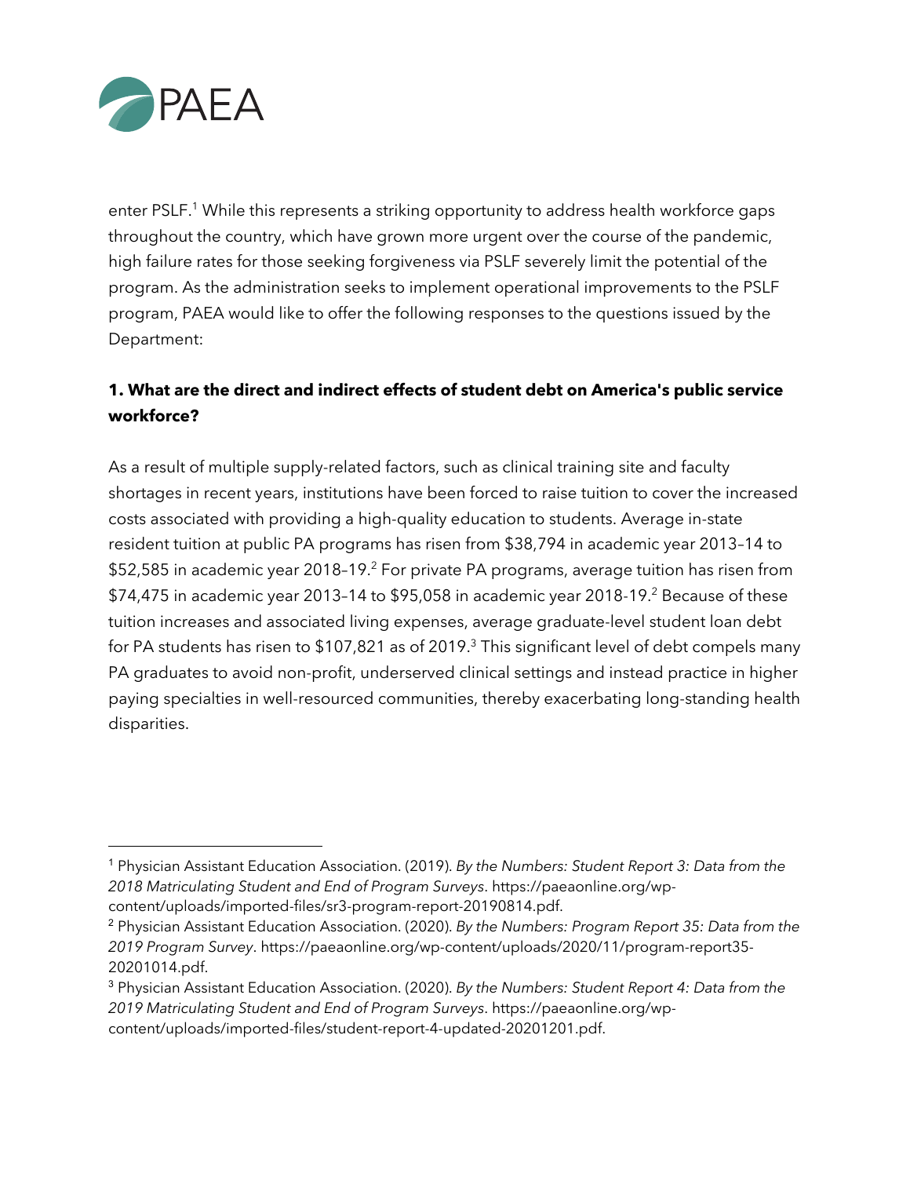enter PSLF.[1] While this represents a striking opportunity to address health workforce gaps throughout the country, which have grown more urgent over the course of the pandemic, high failure rates for those seeking forgiveness via PSLF severely limit the potential of the program. As the administration seeks to implement operational improvements to the PSLF program, PAEA would like to offer the following responses to the questions issued by the Department:

**1. What are the direct and indirect effects of student debt on America's public service workforce?**

As a result of multiple supply-related factors, such as clinical training site and faculty shortages in recent years, institutions have been forced to raise tuition to cover the increased costs associated with providing a high-quality education to students. Average in-state resident tuition at public PA programs has risen from $38,794 in academic year 2013–14 to $52,585 in academic year 2018–19.[2] For private PA programs, average tuition has risen from $74,475 in academic year 2013–14 to $95,058 in academic year 2018-19.[2] Because of these tuition increases and associated living expenses, average graduate-level student loan debt for PA students has risen to $107,821 as of 2019.[3] This significant level of debt compels many PA graduates to avoid non-profit, underserved clinical settings and instead practice in higher paying specialties in well-resourced communities, thereby exacerbating long-standing health disparities.

---

[1] Physician Assistant Education Association. (2019). *By the Numbers: Student Report 3: Data from the 2018 Matriculating Student and End of Program Surveys*. https://paeaonline.org/wp-content/uploads/imported-files/sr3-program-report-20190814.pdf.

[2] Physician Assistant Education Association. (2020). *By the Numbers: Program Report 35: Data from the 2019 Program Survey*. https://paeaonline.org/wp-content/uploads/2020/11/program-report35-20201014.pdf.

[3] Physician Assistant Education Association. (2020). *By the Numbers: Student Report 4: Data from the 2019 Matriculating Student and End of Program Surveys*. https://paeaonline.org/wp-content/uploads/imported-files/student-report-4-updated-20201201.pdf.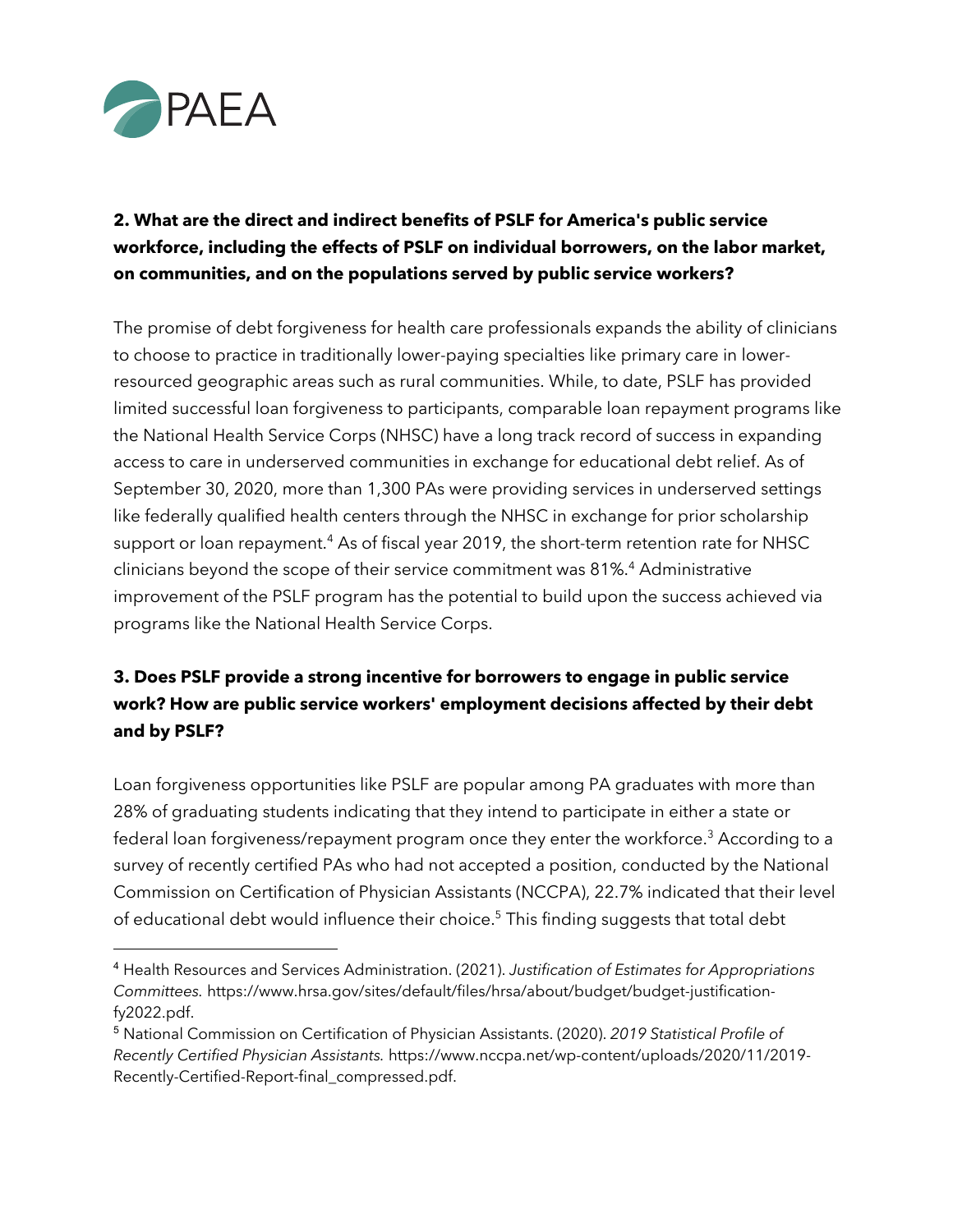**2. What are the direct and indirect benefits of PSLF for America's public service workforce, including the effects of PSLF on individual borrowers, on the labor market, on communities, and on the populations served by public service workers?**

The promise of debt forgiveness for health care professionals expands the ability of clinicians to choose to practice in traditionally lower-paying specialties like primary care in lower-resourced geographic areas such as rural communities. While, to date, PSLF has provided limited successful loan forgiveness to participants, comparable loan repayment programs like the National Health Service Corps (NHSC) have a long track record of success in expanding access to care in underserved communities in exchange for educational debt relief. As of September 30, 2020, more than 1,300 PAs were providing services in underserved settings like federally qualified health centers through the NHSC in exchange for prior scholarship support or loan repayment.[4] As of fiscal year 2019, the short-term retention rate for NHSC clinicians beyond the scope of their service commitment was 81%.[4] Administrative improvement of the PSLF program has the potential to build upon the success achieved via programs like the National Health Service Corps.

**3. Does PSLF provide a strong incentive for borrowers to engage in public service work? How are public service workers' employment decisions affected by their debt and by PSLF?**

Loan forgiveness opportunities like PSLF are popular among PA graduates with more than 28% of graduating students indicating that they intend to participate in either a state or federal loan forgiveness/repayment program once they enter the workforce.[3] According to a survey of recently certified PAs who had not accepted a position, conducted by the National Commission on Certification of Physician Assistants (NCCPA), 22.7% indicated that their level of educational debt would influence their choice.[5] This finding suggests that total debt

---

[4] Health Resources and Services Administration. (2021). *Justification of Estimates for Appropriations Committees.* https://www.hrsa.gov/sites/default/files/hrsa/about/budget/budget-justification-fy2022.pdf.

[5] National Commission on Certification of Physician Assistants. (2020). *2019 Statistical Profile of Recently Certified Physician Assistants.* https://www.nccpa.net/wp-content/uploads/2020/11/2019-Recently-Certified-Report-final_compressed.pdf.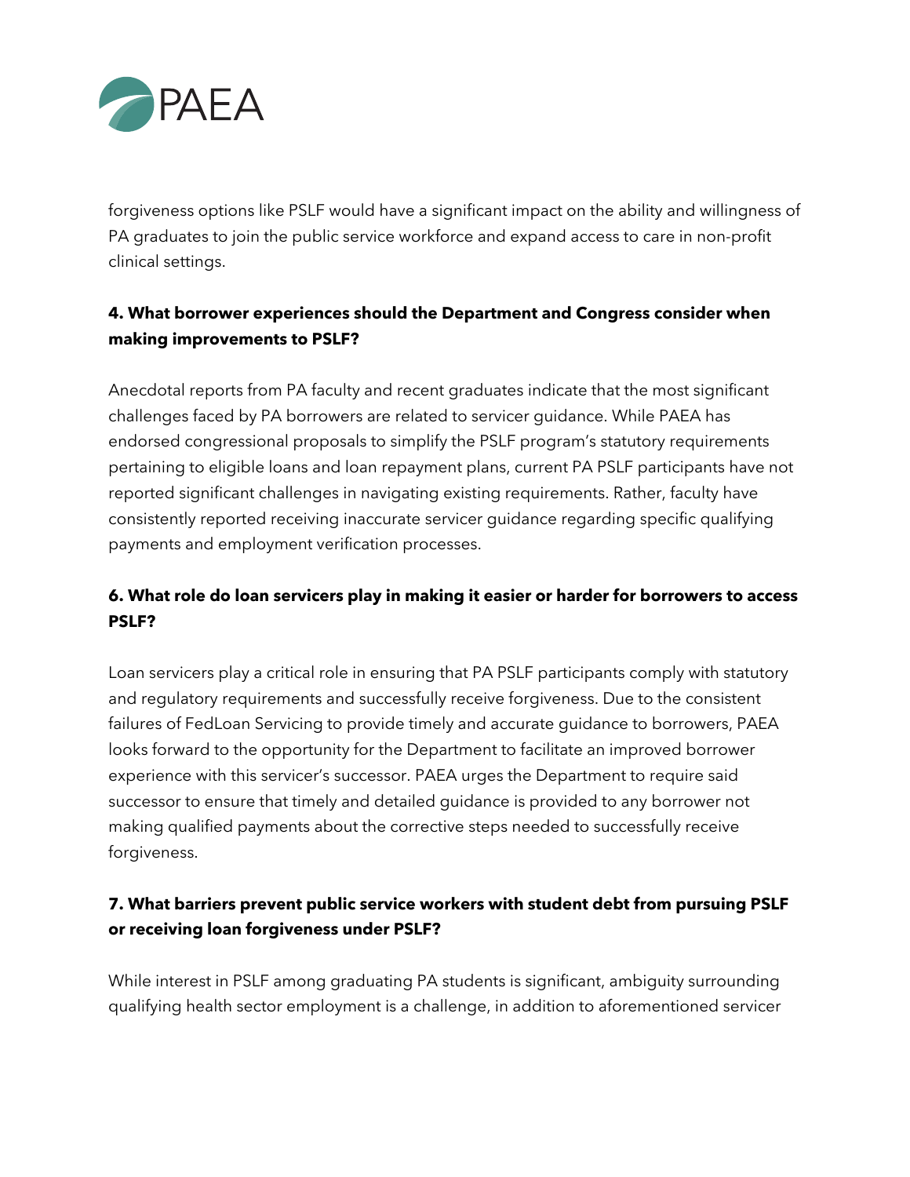forgiveness options like PSLF would have a significant impact on the ability and willingness of PA graduates to join the public service workforce and expand access to care in non-profit clinical settings.

**4. What borrower experiences should the Department and Congress consider when making improvements to PSLF?**

Anecdotal reports from PA faculty and recent graduates indicate that the most significant challenges faced by PA borrowers are related to servicer guidance. While PAEA has endorsed congressional proposals to simplify the PSLF program's statutory requirements pertaining to eligible loans and loan repayment plans, current PA PSLF participants have not reported significant challenges in navigating existing requirements. Rather, faculty have consistently reported receiving inaccurate servicer guidance regarding specific qualifying payments and employment verification processes.

**6. What role do loan servicers play in making it easier or harder for borrowers to access PSLF?**

Loan servicers play a critical role in ensuring that PA PSLF participants comply with statutory and regulatory requirements and successfully receive forgiveness. Due to the consistent failures of FedLoan Servicing to provide timely and accurate guidance to borrowers, PAEA looks forward to the opportunity for the Department to facilitate an improved borrower experience with this servicer's successor. PAEA urges the Department to require said successor to ensure that timely and detailed guidance is provided to any borrower not making qualified payments about the corrective steps needed to successfully receive forgiveness.

**7. What barriers prevent public service workers with student debt from pursuing PSLF or receiving loan forgiveness under PSLF?**

While interest in PSLF among graduating PA students is significant, ambiguity surrounding qualifying health sector employment is a challenge, in addition to aforementioned servicer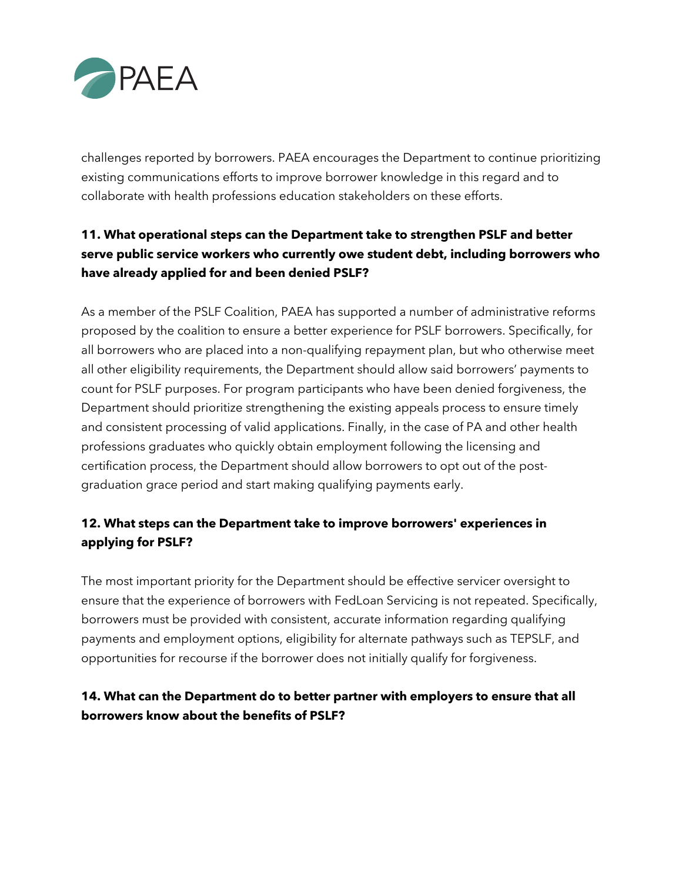challenges reported by borrowers. PAEA encourages the Department to continue prioritizing existing communications efforts to improve borrower knowledge in this regard and to collaborate with health professions education stakeholders on these efforts.

**11. What operational steps can the Department take to strengthen PSLF and better serve public service workers who currently owe student debt, including borrowers who have already applied for and been denied PSLF?**

As a member of the PSLF Coalition, PAEA has supported a number of administrative reforms proposed by the coalition to ensure a better experience for PSLF borrowers. Specifically, for all borrowers who are placed into a non-qualifying repayment plan, but who otherwise meet all other eligibility requirements, the Department should allow said borrowers' payments to count for PSLF purposes. For program participants who have been denied forgiveness, the Department should prioritize strengthening the existing appeals process to ensure timely and consistent processing of valid applications. Finally, in the case of PA and other health professions graduates who quickly obtain employment following the licensing and certification process, the Department should allow borrowers to opt out of the post-graduation grace period and start making qualifying payments early.

**12. What steps can the Department take to improve borrowers' experiences in applying for PSLF?**

The most important priority for the Department should be effective servicer oversight to ensure that the experience of borrowers with FedLoan Servicing is not repeated. Specifically, borrowers must be provided with consistent, accurate information regarding qualifying payments and employment options, eligibility for alternate pathways such as TEPSLF, and opportunities for recourse if the borrower does not initially qualify for forgiveness.

**14. What can the Department do to better partner with employers to ensure that all borrowers know about the benefits of PSLF?**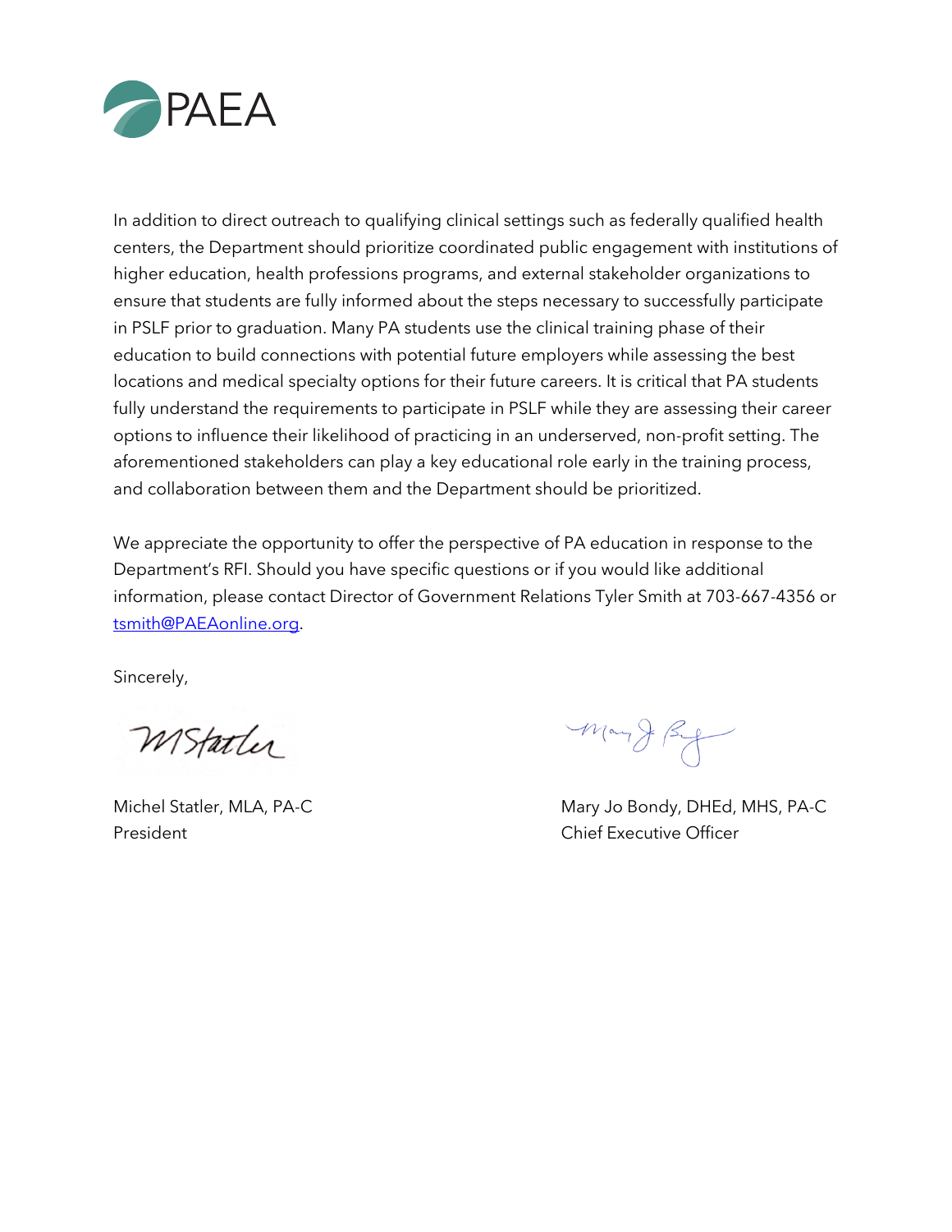In addition to direct outreach to qualifying clinical settings such as federally qualified health centers, the Department should prioritize coordinated public engagement with institutions of higher education, health professions programs, and external stakeholder organizations to ensure that students are fully informed about the steps necessary to successfully participate in PSLF prior to graduation. Many PA students use the clinical training phase of their education to build connections with potential future employers while assessing the best locations and medical specialty options for their future careers. It is critical that PA students fully understand the requirements to participate in PSLF while they are assessing their career options to influence their likelihood of practicing in an underserved, non-profit setting. The aforementioned stakeholders can play a key educational role early in the training process, and collaboration between them and the Department should be prioritized.

We appreciate the opportunity to offer the perspective of PA education in response to the Department's RFI. Should you have specific questions or if you would like additional information, please contact Director of Government Relations Tyler Smith at 703-667-4356 or tsmith@PAEAonline.org.

Sincerely,

Michel Statler, MLA, PA-C
President

Mary Jo Bondy, DHEd, MHS, PA-C
Chief Executive Officer